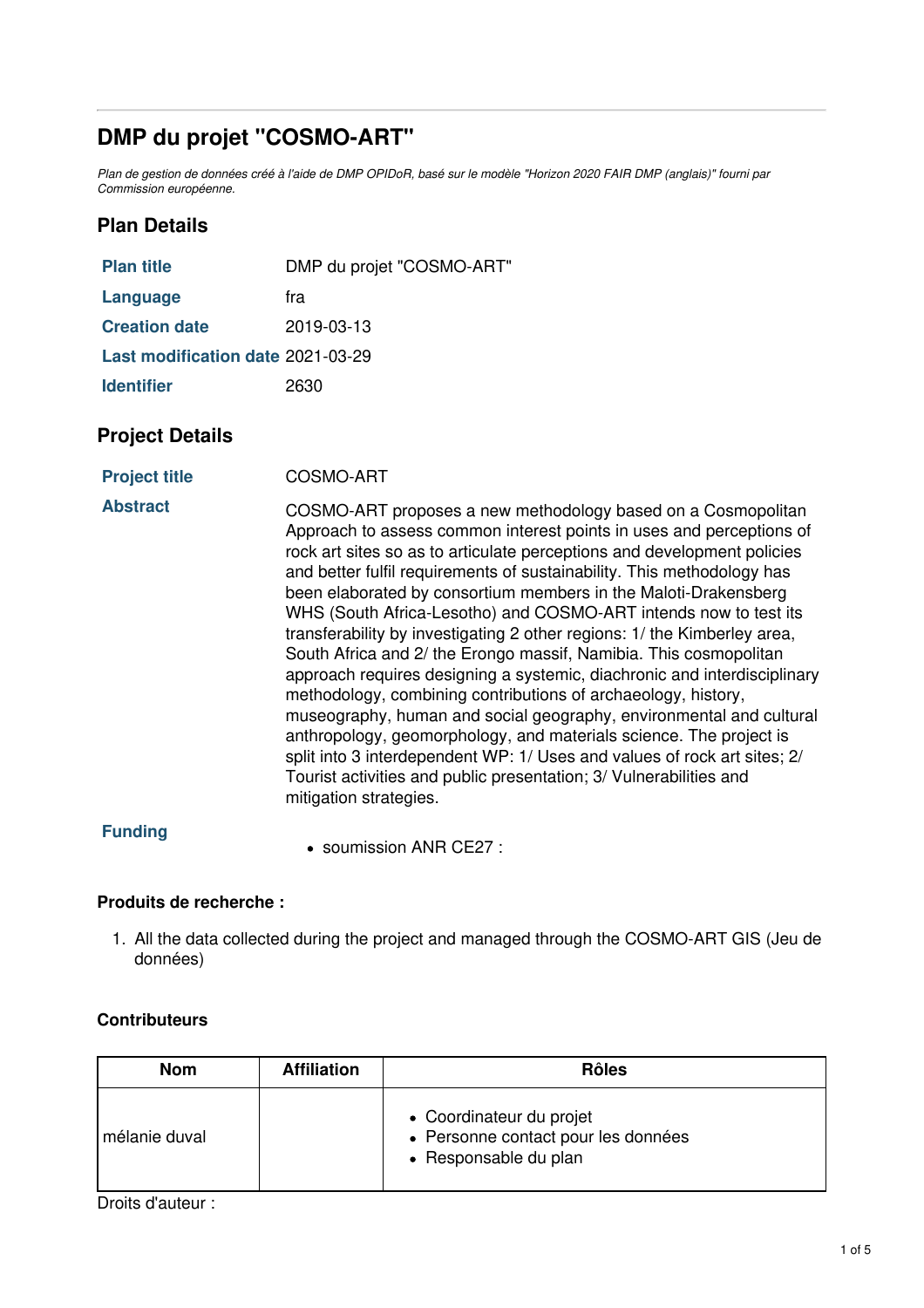# DMP du projet "COSMO-ART"

*Plan de gestion de données créé à l'aide de DMP OPIDoR, basé sur le modèle "Horizon 2020 FAIR DMP (anglais)" fourni par Commission européenne.*

## Plan Details

| | |
|---|---|
| **Plan title** | DMP du projet "COSMO-ART" |
| **Language** | fra |
| **Creation date** | 2019-03-13 |
| **Last modification date** | 2021-03-29 |
| **Identifier** | 2630 |

## Project Details

| | |
|---|---|
| **Project title** | COSMO-ART |
| **Abstract** | COSMO-ART proposes a new methodology based on a Cosmopolitan Approach to assess common interest points in uses and perceptions of rock art sites so as to articulate perceptions and development policies and better fulfil requirements of sustainability. This methodology has been elaborated by consortium members in the Maloti-Drakensberg WHS (South Africa-Lesotho) and COSMO-ART intends now to test its transferability by investigating 2 other regions: 1/ the Kimberley area, South Africa and 2/ the Erongo massif, Namibia. This cosmopolitan approach requires designing a systemic, diachronic and interdisciplinary methodology, combining contributions of archaeology, history, museography, human and social geography, environmental and cultural anthropology, geomorphology, and materials science. The project is split into 3 interdependent WP: 1/ Uses and values of rock art sites; 2/ Tourist activities and public presentation; 3/ Vulnerabilities and mitigation strategies. |
| **Funding** | • soumission ANR CE27 : |

### Produits de recherche :

1. All the data collected during the project and managed through the COSMO-ART GIS (Jeu de données)

### Contributeurs

| Nom | Affiliation | Rôles |
|---|---|---|
| mélanie duval | | • Coordinateur du projet<br>• Personne contact pour les données<br>• Responsable du plan |

Droits d'auteur :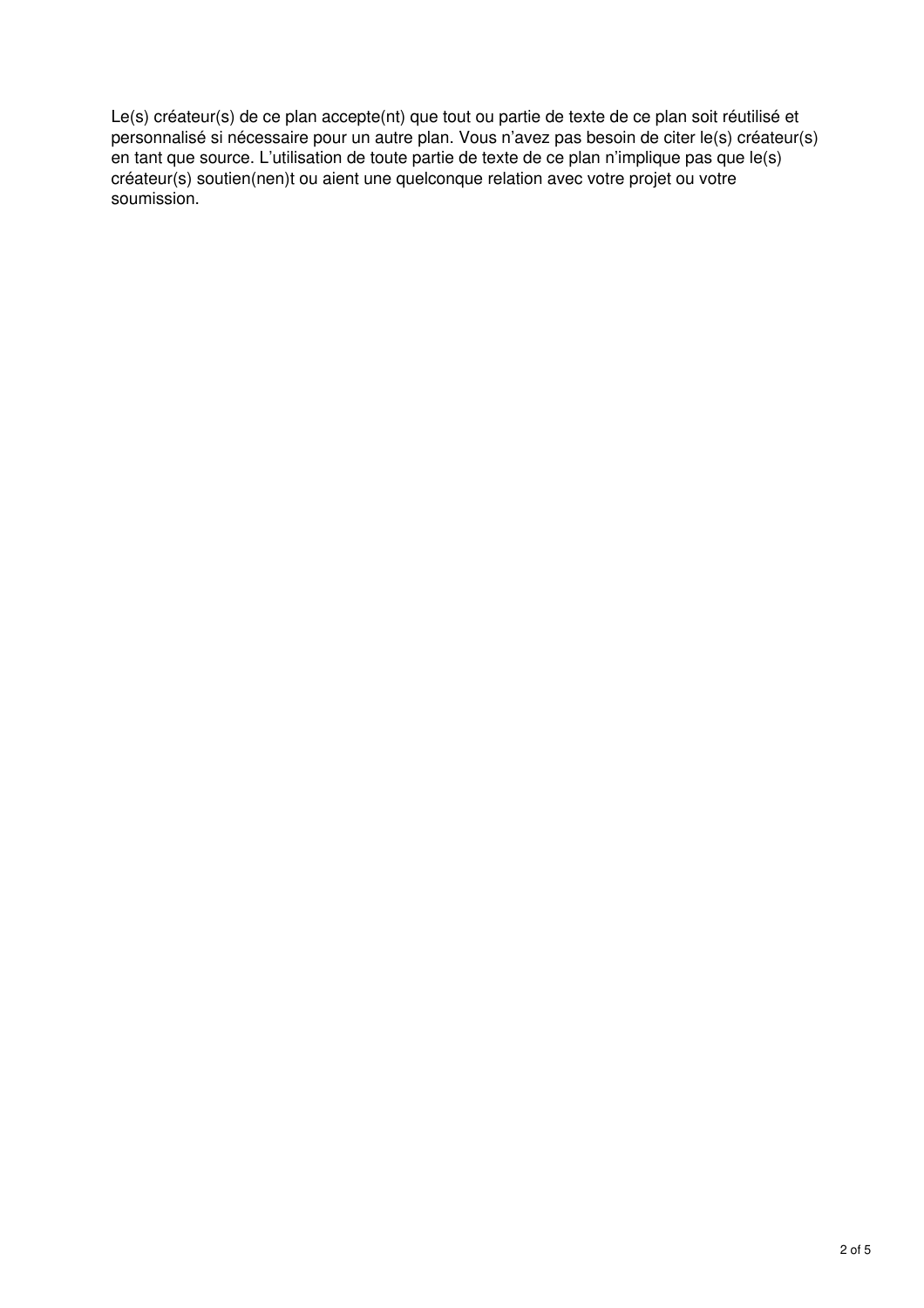Le(s) créateur(s) de ce plan accepte(nt) que tout ou partie de texte de ce plan soit réutilisé et personnalisé si nécessaire pour un autre plan. Vous n'avez pas besoin de citer le(s) créateur(s) en tant que source. L'utilisation de toute partie de texte de ce plan n'implique pas que le(s) créateur(s) soutien(nen)t ou aient une quelconque relation avec votre projet ou votre soumission.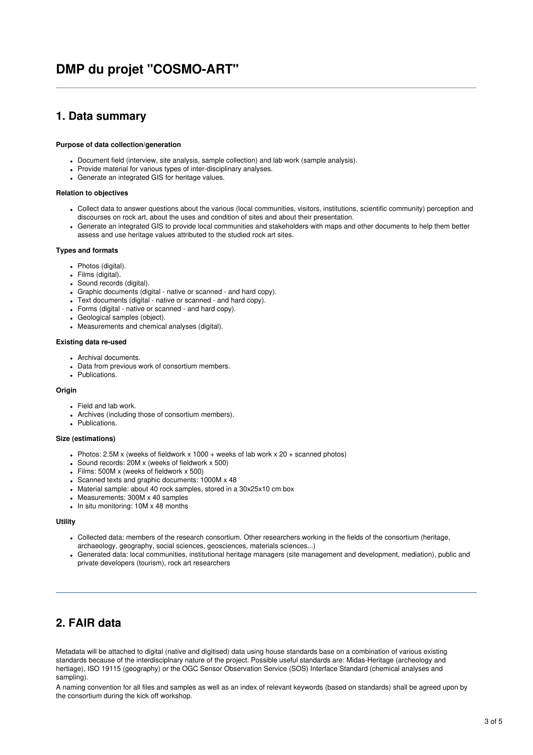# DMP du projet "COSMO-ART"

## 1. Data summary

**Purpose of data collection/generation**

- Document field (interview, site analysis, sample collection) and lab work (sample analysis).
- Provide material for various types of inter-disciplinary analyses.
- Generate an integrated GIS for heritage values.

**Relation to objectives**

- Collect data to answer questions about the various (local communities, visitors, institutions, scientific community) perception and discourses on rock art, about the uses and condition of sites and about their presentation.
- Generate an integrated GIS to provide local communities and stakeholders with maps and other documents to help them better assess and use heritage values attributed to the studied rock art sites.

**Types and formats**

- Photos (digital).
- Films (digital).
- Sound records (digital).
- Graphic documents (digital - native or scanned - and hard copy).
- Text documents (digital - native or scanned - and hard copy).
- Forms (digital - native or scanned - and hard copy).
- Geological samples (object).
- Measurements and chemical analyses (digital).

**Existing data re-used**

- Archival documents.
- Data from previous work of consortium members.
- Publications.

**Origin**

- Field and lab work.
- Archives (including those of consortium members).
- Publications.

**Size (estimations)**

- Photos: 2.5M x (weeks of fieldwork x 1000 + weeks of lab work x 20 + scanned photos)
- Sound records: 20M x (weeks of fieldwork x 500)
- Films: 500M x (weeks of fieldwork x 500)
- Scanned texts and graphic documents: 1000M x 48
- Material sample: about 40 rock samples, stored in a 30x25x10 cm box
- Measurements: 300M x 40 samples
- In situ monitoring: 10M x 48 months

**Utility**

- Collected data: members of the research consortium. Other researchers working in the fields of the consortium (heritage, archaeology, geography, social sciences, geosciences, materials sciences...)
- Generated data: local communities, institutional heritage managers (site management and development, mediation), public and private developers (tourism), rock art researchers

---

## 2. FAIR data

Metadata will be attached to digital (native and digitised) data using house standards base on a combination of various existing standards because of the interdisciplnary nature of the project. Possible useful standards are: Midas-Heritage (archeology and hertiage), ISO 19115 (geography) or the OGC Sensor Observation Service (SOS) Interface Standard (chemical analyses and sampling).

A naming convention for all files and samples as well as an index of relevant keywords (based on standards) shall be agreed upon by the consortium during the kick off workshop.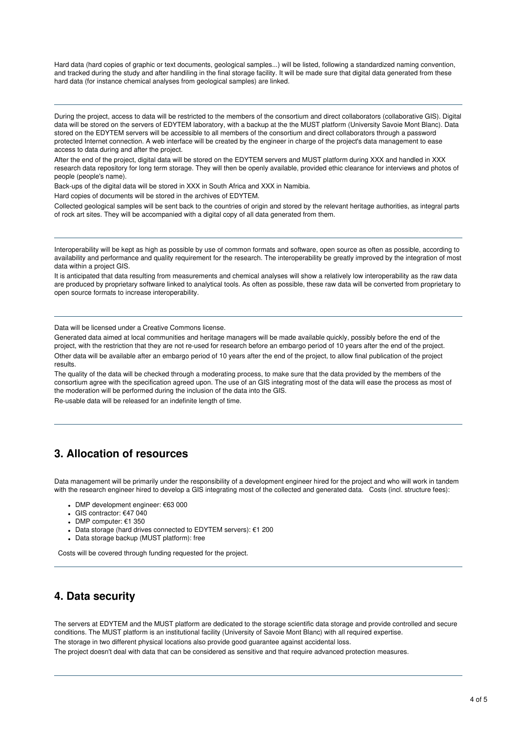Hard data (hard copies of graphic or text documents, geological samples...) will be listed, following a standardized naming convention, and tracked during the study and after handiling in the final storage facility. It will be made sure that digital data generated from these hard data (for instance chemical analyses from geological samples) are linked.

---

During the project, access to data will be restricted to the members of the consortium and direct collaborators (collaborative GIS). Digital data will be stored on the servers of EDYTEM laboratory, with a backup at the the MUST platform (University Savoie Mont Blanc). Data stored on the EDYTEM servers will be accessible to all members of the consortium and direct collaborators through a password protected Internet connection. A web interface will be created by the engineer in charge of the project's data management to ease access to data during and after the project.

After the end of the project, digital data will be stored on the EDYTEM servers and MUST platform during XXX and handled in XXX research data repository for long term storage. They will then be openly available, provided ethic clearance for interviews and photos of people (people's name).

Back-ups of the digital data will be stored in XXX in South Africa and XXX in Namibia.

Hard copies of documents will be stored in the archives of EDYTEM.

Collected geological samples will be sent back to the countries of origin and stored by the relevant heritage authorities, as integral parts of rock art sites. They will be accompanied with a digital copy of all data generated from them.

---

Interoperability will be kept as high as possible by use of common formats and software, open source as often as possible, according to availability and performance and quality requirement for the research. The interoperability be greatly improved by the integration of most data within a project GIS.

It is anticipated that data resulting from measurements and chemical analyses will show a relatively low interoperability as the raw data are produced by proprietary software linked to analytical tools. As often as possible, these raw data will be converted from proprietary to open source formats to increase interoperability.

---

Data will be licensed under a Creative Commons license.

Generated data aimed at local communities and heritage managers will be made available quickly, possibly before the end of the project, with the restriction that they are not re-used for research before an embargo period of 10 years after the end of the project.

Other data will be available after an embargo period of 10 years after the end of the project, to allow final publication of the project results.

The quality of the data will be checked through a moderating process, to make sure that the data provided by the members of the consortium agree with the specification agreed upon. The use of an GIS integrating most of the data will ease the process as most of the moderation will be performed during the inclusion of the data into the GIS.

Re-usable data will be released for an indefinite length of time.

---

## 3. Allocation of resources

Data management will be primarily under the responsibility of a development engineer hired for the project and who will work in tandem with the research engineer hired to develop a GIS integrating most of the collected and generated data. Costs (incl. structure fees):

- DMP development engineer: €63 000
- GIS contractor: €47 040
- DMP computer: €1 350
- Data storage (hard drives connected to EDYTEM servers): €1 200
- Data storage backup (MUST platform): free

Costs will be covered through funding requested for the project.

---

## 4. Data security

The servers at EDYTEM and the MUST platform are dedicated to the storage scientific data storage and provide controlled and secure conditions. The MUST platform is an institutional facility (University of Savoie Mont Blanc) with all required expertise.

The storage in two different physical locations also provide good guarantee against accidental loss.

The project doesn't deal with data that can be considered as sensitive and that require advanced protection measures.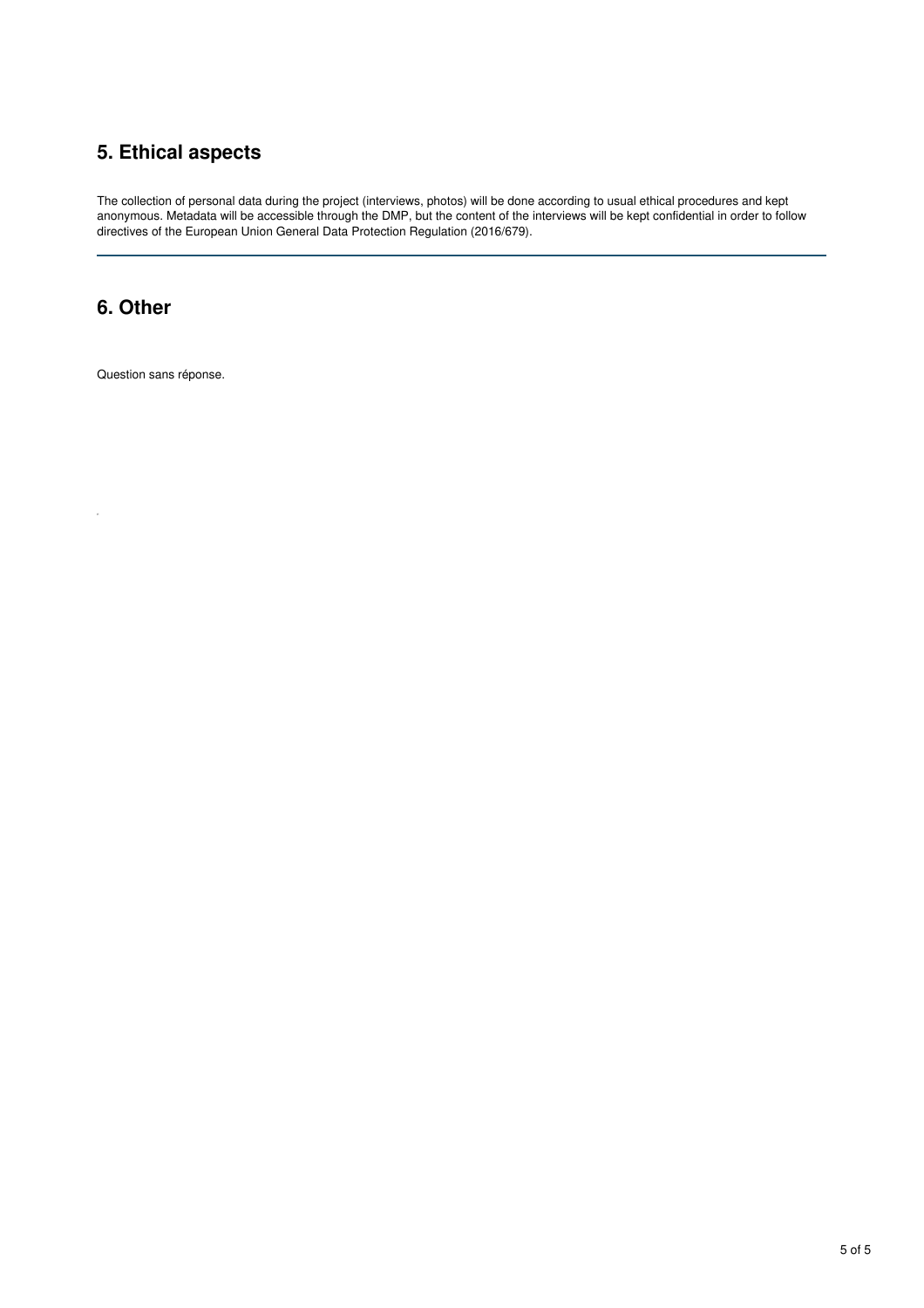## 5. Ethical aspects

The collection of personal data during the project (interviews, photos) will be done according to usual ethical procedures and kept anonymous. Metadata will be accessible through the DMP, but the content of the interviews will be kept confidential in order to follow directives of the European Union General Data Protection Regulation (2016/679).

## 6. Other

Question sans réponse.